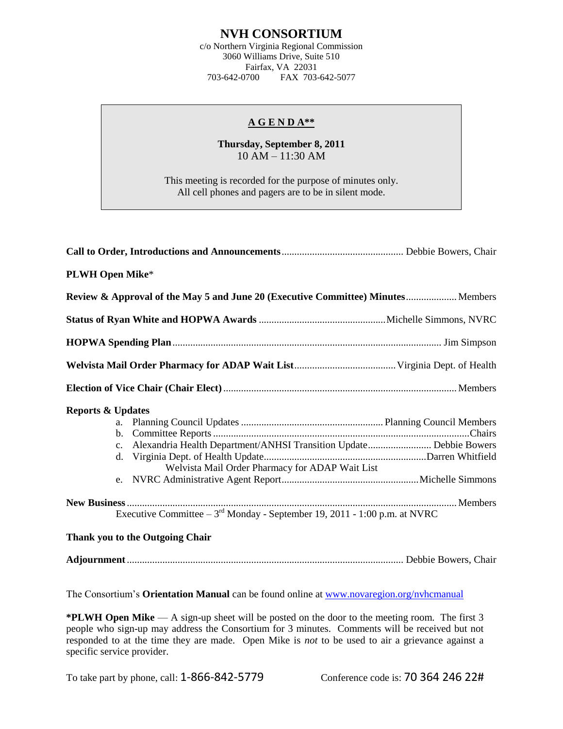# NVH CONSORTIUM

c/o Northern Virginia Regional Commission
3060 Williams Drive, Suite 510
Fairfax, VA 22031
703-642-0700 FAX 703-642-5077

## A G E N D A**

**Thursday, September 8, 2011**
10 AM – 11:30 AM

This meeting is recorded for the purpose of minutes only.
All cell phones and pagers are to be in silent mode.

**Call to Order, Introductions and Announcements** ............ Debbie Bowers, Chair

**PLWH Open Mike***

**Review & Approval of the May 5 and June 20 (Executive Committee) Minutes** ............ Members

**Status of Ryan White and HOPWA Awards** ............ Michelle Simmons, NVRC

**HOPWA Spending Plan** ............ Jim Simpson

**Welvista Mail Order Pharmacy for ADAP Wait List** ............ Virginia Dept. of Health

**Election of Vice Chair (Chair Elect)** ............ Members

**Reports & Updates**

a. Planning Council Updates ............ Planning Council Members
b. Committee Reports ............ Chairs
c. Alexandria Health Department/ANHSI Transition Update ............ Debbie Bowers
d. Virginia Dept. of Health Update ............ Darren Whitfield
   Welvista Mail Order Pharmacy for ADAP Wait List
e. NVRC Administrative Agent Report ............ Michelle Simmons

**New Business** ............ Members
Executive Committee – 3rd Monday - September 19, 2011 - 1:00 p.m. at NVRC

**Thank you to the Outgoing Chair**

**Adjournment** ............ Debbie Bowers, Chair

The Consortium's **Orientation Manual** can be found online at [www.novaregion.org/nvhcmanual](http://www.novaregion.org/nvhcmanual)

***PLWH Open Mike** — A sign-up sheet will be posted on the door to the meeting room. The first 3 people who sign-up may address the Consortium for 3 minutes. Comments will be received but not responded to at the time they are made. Open Mike is *not* to be used to air a grievance against a specific service provider.

To take part by phone, call: 1-866-842-5779 Conference code is: 70 364 246 22#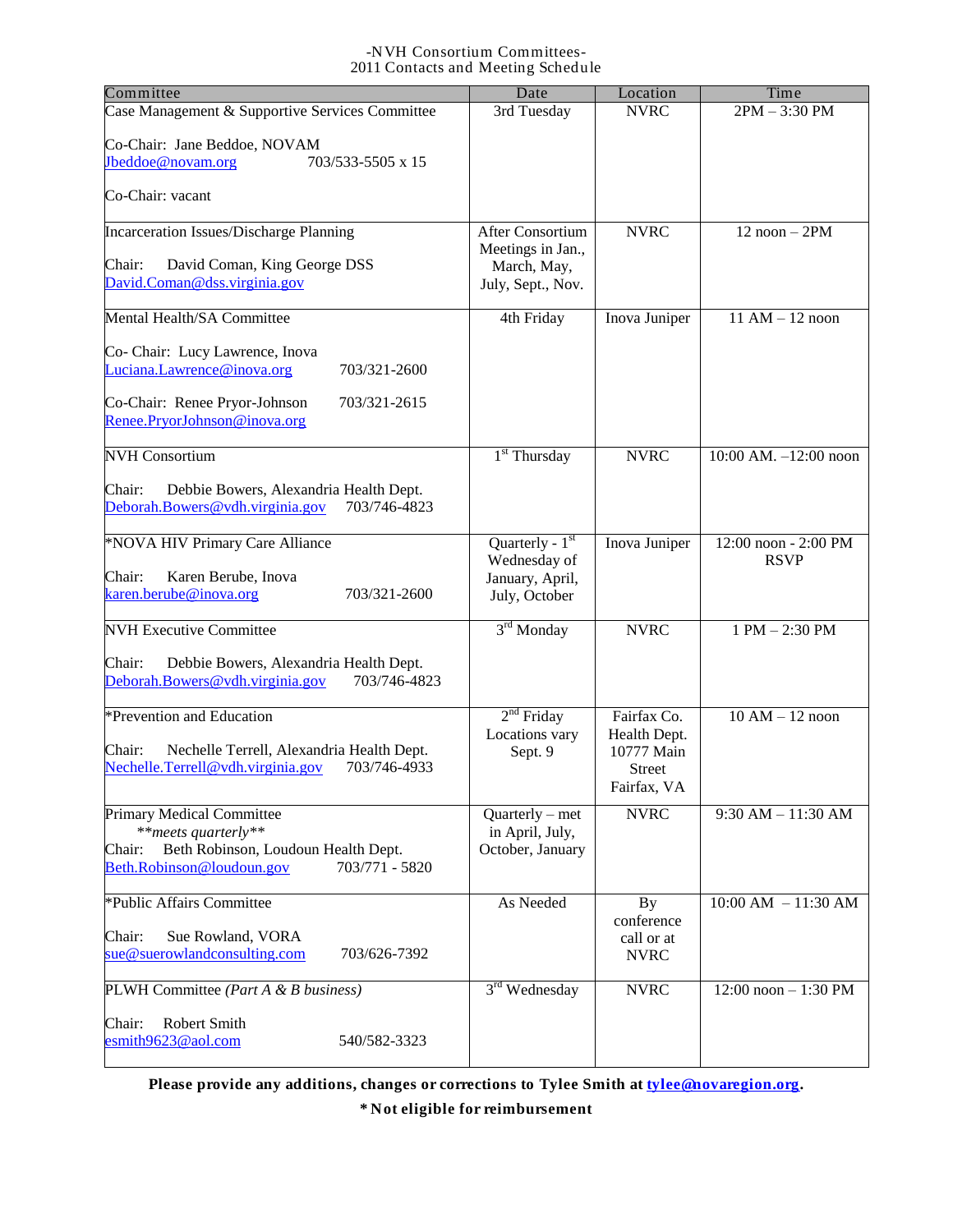-NVH Consortium Committees-
2011 Contacts and Meeting Schedule

| Committee | Date | Location | Time |
|---|---|---|---|
| Case Management & Supportive Services Committee<br><br>Co-Chair: Jane Beddoe, NOVAM<br>Jbeddoe@novam.org 703/533-5505 x 15<br><br>Co-Chair: vacant | 3rd Tuesday | NVRC | 2PM – 3:30 PM |
| Incarceration Issues/Discharge Planning<br><br>Chair: David Coman, King George DSS<br>David.Coman@dss.virginia.gov | After Consortium Meetings in Jan., March, May, July, Sept., Nov. | NVRC | 12 noon – 2PM |
| Mental Health/SA Committee<br><br>Co- Chair: Lucy Lawrence, Inova<br>Luciana.Lawrence@inova.org 703/321-2600<br><br>Co-Chair: Renee Pryor-Johnson 703/321-2615<br>Renee.PryorJohnson@inova.org | 4th Friday | Inova Juniper | 11 AM – 12 noon |
| NVH Consortium<br><br>Chair: Debbie Bowers, Alexandria Health Dept.<br>Deborah.Bowers@vdh.virginia.gov 703/746-4823 | 1st Thursday | NVRC | 10:00 AM. –12:00 noon |
| *NOVA HIV Primary Care Alliance<br><br>Chair: Karen Berube, Inova<br>karen.berube@inova.org 703/321-2600 | Quarterly - 1st Wednesday of January, April, July, October | Inova Juniper | 12:00 noon - 2:00 PM<br>RSVP |
| NVH Executive Committee<br><br>Chair: Debbie Bowers, Alexandria Health Dept.<br>Deborah.Bowers@vdh.virginia.gov 703/746-4823 | 3rd Monday | NVRC | 1 PM – 2:30 PM |
| *Prevention and Education<br><br>Chair: Nechelle Terrell, Alexandria Health Dept.<br>Nechelle.Terrell@vdh.virginia.gov 703/746-4933 | 2nd Friday<br>Locations vary<br>Sept. 9 | Fairfax Co. Health Dept. 10777 Main Street Fairfax, VA | 10 AM – 12 noon |
| Primary Medical Committee<br>*\*\*meets quarterly\*\**<br>Chair: Beth Robinson, Loudoun Health Dept.<br>Beth.Robinson@loudoun.gov 703/771 - 5820 | Quarterly – met in April, July, October, January | NVRC | 9:30 AM – 11:30 AM |
| *Public Affairs Committee<br><br>Chair: Sue Rowland, VORA<br>sue@suerowlandconsulting.com 703/626-7392 | As Needed | By conference call or at NVRC | 10:00 AM – 11:30 AM |
| PLWH Committee *(Part A & B business)*<br><br>Chair: Robert Smith<br>esmith9623@aol.com 540/582-3323 | 3rd Wednesday | NVRC | 12:00 noon – 1:30 PM |

**Please provide any additions, changes or corrections to Tylee Smith at tylee@novaregion.org.**

**\* Not eligible for reimbursement**